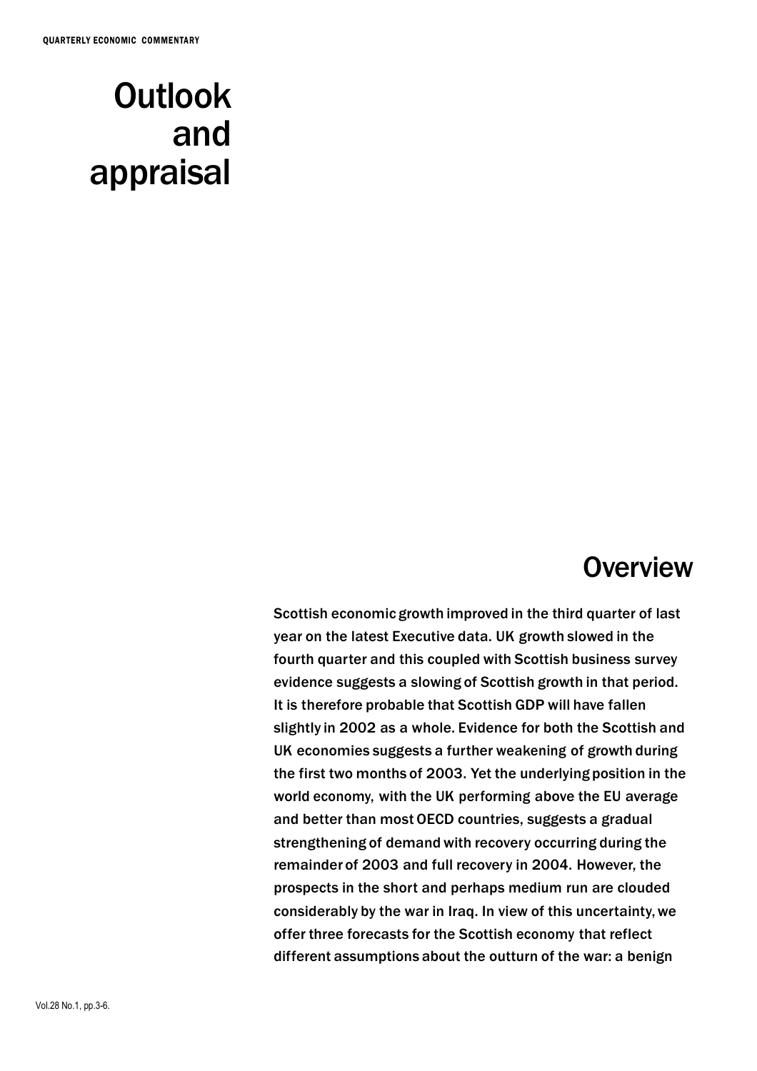# Outlook and appraisal

## Overview

Scottish economic growth improved in the third quarter of last year on the latest Executive data. UK growth slowed in the fourth quarter and this coupled with Scottish business survey evidence suggests a slowing of Scottish growth in that period. It is therefore probable that Scottish GDP will have fallen slightly in 2002 as a whole. Evidence for both the Scottish and UK economies suggests a further weakening of growth during the first two months of 2003. Yet the underlying position in the world economy, with the UK performing above the EU average and better than most OECD countries, suggests a gradual strengthening of demand with recovery occurring during the remainder of 2003 and full recovery in 2004. However, the prospects in the short and perhaps medium run are clouded considerably by the war in Iraq. In view of this uncertainty, we offer three forecasts for the Scottish economy that reflect different assumptions about the outturn of the war: a benign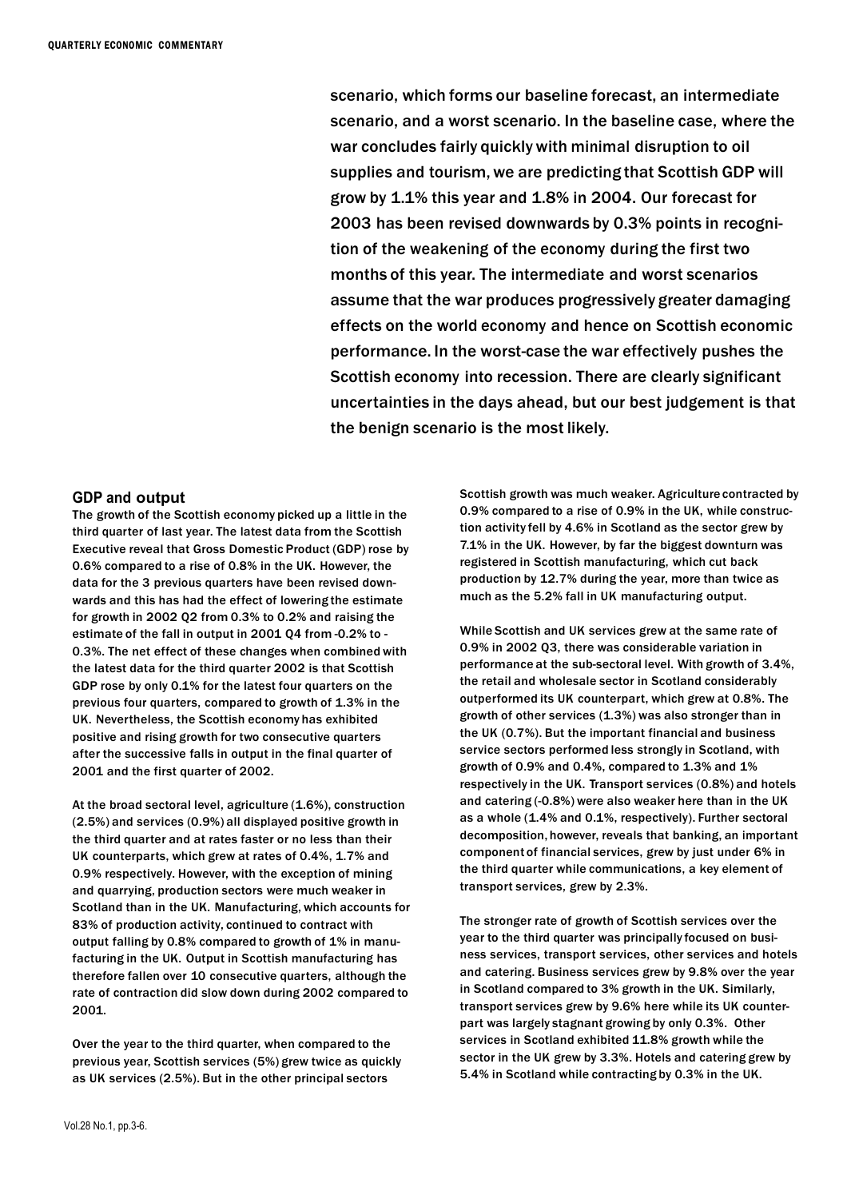scenario, which forms our baseline forecast, an intermediate scenario, and a worst scenario. In the baseline case, where the war concludes fairly quickly with minimal disruption to oil supplies and tourism, we are predicting that Scottish GDP will grow by 1.1% this year and 1.8% in 2004. Our forecast for 2003 has been revised downwards by 0.3% points in recognition of the weakening of the economy during the first two months of this year. The intermediate and worst scenarios assume that the war produces progressively greater damaging effects on the world economy and hence on Scottish economic performance. In the worst-case the war effectively pushes the Scottish economy into recession. There are clearly significant uncertainties in the days ahead, but our best judgement is that the benign scenario is the most likely.

## GDP and output

The growth of the Scottish economy picked up a little in the third quarter of last year. The latest data from the Scottish Executive reveal that Gross Domestic Product (GDP) rose by 0.6% compared to a rise of 0.8% in the UK. However, the data for the 3 previous quarters have been revised downwards and this has had the effect of lowering the estimate for growth in 2002 Q2 from 0.3% to 0.2% and raising the estimate of the fall in output in 2001 Q4 from -0.2% to -0.3%. The net effect of these changes when combined with the latest data for the third quarter 2002 is that Scottish GDP rose by only 0.1% for the latest four quarters on the previous four quarters, compared to growth of 1.3% in the UK. Nevertheless, the Scottish economy has exhibited positive and rising growth for two consecutive quarters after the successive falls in output in the final quarter of 2001 and the first quarter of 2002.

At the broad sectoral level, agriculture (1.6%), construction (2.5%) and services (0.9%) all displayed positive growth in the third quarter and at rates faster or no less than their UK counterparts, which grew at rates of 0.4%, 1.7% and 0.9% respectively. However, with the exception of mining and quarrying, production sectors were much weaker in Scotland than in the UK. Manufacturing, which accounts for 83% of production activity, continued to contract with output falling by 0.8% compared to growth of 1% in manufacturing in the UK. Output in Scottish manufacturing has therefore fallen over 10 consecutive quarters, although the rate of contraction did slow down during 2002 compared to 2001.

Over the year to the third quarter, when compared to the previous year, Scottish services (5%) grew twice as quickly as UK services (2.5%). But in the other principal sectors Scottish growth was much weaker. Agriculture contracted by 0.9% compared to a rise of 0.9% in the UK, while construction activity fell by 4.6% in Scotland as the sector grew by 7.1% in the UK. However, by far the biggest downturn was registered in Scottish manufacturing, which cut back production by 12.7% during the year, more than twice as much as the 5.2% fall in UK manufacturing output.

While Scottish and UK services grew at the same rate of 0.9% in 2002 Q3, there was considerable variation in performance at the sub-sectoral level. With growth of 3.4%, the retail and wholesale sector in Scotland considerably outperformed its UK counterpart, which grew at 0.8%. The growth of other services (1.3%) was also stronger than in the UK (0.7%). But the important financial and business service sectors performed less strongly in Scotland, with growth of 0.9% and 0.4%, compared to 1.3% and 1% respectively in the UK. Transport services (0.8%) and hotels and catering (-0.8%) were also weaker here than in the UK as a whole (1.4% and 0.1%, respectively). Further sectoral decomposition, however, reveals that banking, an important component of financial services, grew by just under 6% in the third quarter while communications, a key element of transport services, grew by 2.3%.

The stronger rate of growth of Scottish services over the year to the third quarter was principally focused on business services, transport services, other services and hotels and catering. Business services grew by 9.8% over the year in Scotland compared to 3% growth in the UK. Similarly, transport services grew by 9.6% here while its UK counterpart was largely stagnant growing by only 0.3%. Other services in Scotland exhibited 11.8% growth while the sector in the UK grew by 3.3%. Hotels and catering grew by 5.4% in Scotland while contracting by 0.3% in the UK.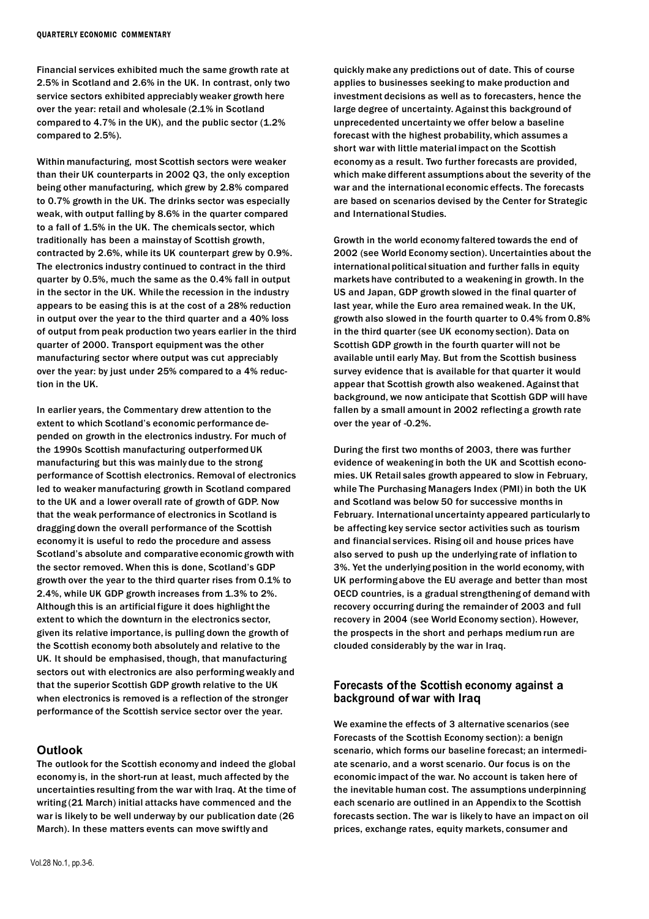Financial services exhibited much the same growth rate at 2.5% in Scotland and 2.6% in the UK. In contrast, only two service sectors exhibited appreciably weaker growth here over the year: retail and wholesale (2.1% in Scotland compared to 4.7% in the UK), and the public sector (1.2% compared to 2.5%).

Within manufacturing, most Scottish sectors were weaker than their UK counterparts in 2002 Q3, the only exception being other manufacturing, which grew by 2.8% compared to 0.7% growth in the UK. The drinks sector was especially weak, with output falling by 8.6% in the quarter compared to a fall of 1.5% in the UK. The chemicals sector, which traditionally has been a mainstay of Scottish growth, contracted by 2.6%, while its UK counterpart grew by 0.9%. The electronics industry continued to contract in the third quarter by 0.5%, much the same as the 0.4% fall in output in the sector in the UK. While the recession in the industry appears to be easing this is at the cost of a 28% reduction in output over the year to the third quarter and a 40% loss of output from peak production two years earlier in the third quarter of 2000. Transport equipment was the other manufacturing sector where output was cut appreciably over the year: by just under 25% compared to a 4% reduction in the UK.

In earlier years, the Commentary drew attention to the extent to which Scotland's economic performance depended on growth in the electronics industry. For much of the 1990s Scottish manufacturing outperformed UK manufacturing but this was mainly due to the strong performance of Scottish electronics. Removal of electronics led to weaker manufacturing growth in Scotland compared to the UK and a lower overall rate of growth of GDP. Now that the weak performance of electronics in Scotland is dragging down the overall performance of the Scottish economy it is useful to redo the procedure and assess Scotland's absolute and comparative economic growth with the sector removed. When this is done, Scotland's GDP growth over the year to the third quarter rises from 0.1% to 2.4%, while UK GDP growth increases from 1.3% to 2%. Although this is an artificial figure it does highlight the extent to which the downturn in the electronics sector, given its relative importance, is pulling down the growth of the Scottish economy both absolutely and relative to the UK. It should be emphasised, though, that manufacturing sectors out with electronics are also performing weakly and that the superior Scottish GDP growth relative to the UK when electronics is removed is a reflection of the stronger performance of the Scottish service sector over the year.

## Outlook

The outlook for the Scottish economy and indeed the global economy is, in the short-run at least, much affected by the uncertainties resulting from the war with Iraq. At the time of writing (21 March) initial attacks have commenced and the war is likely to be well underway by our publication date (26 March). In these matters events can move swiftly and quickly make any predictions out of date. This of course applies to businesses seeking to make production and investment decisions as well as to forecasters, hence the large degree of uncertainty. Against this background of unprecedented uncertainty we offer below a baseline forecast with the highest probability, which assumes a short war with little material impact on the Scottish economy as a result. Two further forecasts are provided, which make different assumptions about the severity of the war and the international economic effects. The forecasts are based on scenarios devised by the Center for Strategic and International Studies.

Growth in the world economy faltered towards the end of 2002 (see World Economy section). Uncertainties about the international political situation and further falls in equity markets have contributed to a weakening in growth. In the US and Japan, GDP growth slowed in the final quarter of last year, while the Euro area remained weak. In the UK, growth also slowed in the fourth quarter to 0.4% from 0.8% in the third quarter (see UK economy section). Data on Scottish GDP growth in the fourth quarter will not be available until early May. But from the Scottish business survey evidence that is available for that quarter it would appear that Scottish growth also weakened. Against that background, we now anticipate that Scottish GDP will have fallen by a small amount in 2002 reflecting a growth rate over the year of -0.2%.

During the first two months of 2003, there was further evidence of weakening in both the UK and Scottish economies. UK Retail sales growth appeared to slow in February, while The Purchasing Managers Index (PMI) in both the UK and Scotland was below 50 for successive months in February. International uncertainty appeared particularly to be affecting key service sector activities such as tourism and financial services. Rising oil and house prices have also served to push up the underlying rate of inflation to 3%. Yet the underlying position in the world economy, with UK performing above the EU average and better than most OECD countries, is a gradual strengthening of demand with recovery occurring during the remainder of 2003 and full recovery in 2004 (see World Economy section). However, the prospects in the short and perhaps medium run are clouded considerably by the war in Iraq.

## Forecasts of the Scottish economy against a background of war with Iraq

We examine the effects of 3 alternative scenarios (see Forecasts of the Scottish Economy section): a benign scenario, which forms our baseline forecast; an intermediate scenario, and a worst scenario. Our focus is on the economic impact of the war. No account is taken here of the inevitable human cost. The assumptions underpinning each scenario are outlined in an Appendix to the Scottish forecasts section. The war is likely to have an impact on oil prices, exchange rates, equity markets, consumer and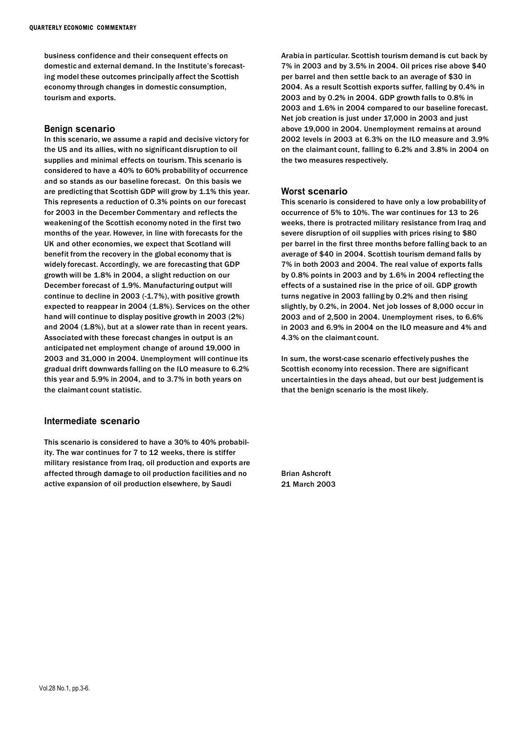business confidence and their consequent effects on domestic and external demand. In the Institute's forecasting model these outcomes principally affect the Scottish economy through changes in domestic consumption, tourism and exports.

## Benign scenario

In this scenario, we assume a rapid and decisive victory for the US and its allies, with no significant disruption to oil supplies and minimal effects on tourism. This scenario is considered to have a 40% to 60% probability of occurrence and so stands as our baseline forecast. On this basis we are predicting that Scottish GDP will grow by 1.1% this year. This represents a reduction of 0.3% points on our forecast for 2003 in the December Commentary and reflects the weakening of the Scottish economy noted in the first two months of the year. However, in line with forecasts for the UK and other economies, we expect that Scotland will benefit from the recovery in the global economy that is widely forecast. Accordingly, we are forecasting that GDP growth will be 1.8% in 2004, a slight reduction on our December forecast of 1.9%. Manufacturing output will continue to decline in 2003 (-1.7%), with positive growth expected to reappear in 2004 (1.8%). Services on the other hand will continue to display positive growth in 2003 (2%) and 2004 (1.8%), but at a slower rate than in recent years. Associated with these forecast changes in output is an anticipated net employment change of around 19,000 in 2003 and 31,000 in 2004. Unemployment will continue its gradual drift downwards falling on the ILO measure to 6.2% this year and 5.9% in 2004, and to 3.7% in both years on the claimant count statistic.

## Intermediate scenario

This scenario is considered to have a 30% to 40% probability. The war continues for 7 to 12 weeks, there is stiffer military resistance from Iraq, oil production and exports are affected through damage to oil production facilities and no active expansion of oil production elsewhere, by Saudi Arabia in particular. Scottish tourism demand is cut back by 7% in 2003 and by 3.5% in 2004. Oil prices rise above $40 per barrel and then settle back to an average of $30 in 2004. As a result Scottish exports suffer, falling by 0.4% in 2003 and by 0.2% in 2004. GDP growth falls to 0.8% in 2003 and 1.6% in 2004 compared to our baseline forecast. Net job creation is just under 17,000 in 2003 and just above 19,000 in 2004. Unemployment remains at around 2002 levels in 2003 at 6.3% on the ILO measure and 3.9% on the claimant count, falling to 6.2% and 3.8% in 2004 on the two measures respectively.

## Worst scenario

This scenario is considered to have only a low probability of occurrence of 5% to 10%. The war continues for 13 to 26 weeks, there is protracted military resistance from Iraq and severe disruption of oil supplies with prices rising to $80 per barrel in the first three months before falling back to an average of $40 in 2004. Scottish tourism demand falls by 7% in both 2003 and 2004. The real value of exports falls by 0.8% points in 2003 and by 1.6% in 2004 reflecting the effects of a sustained rise in the price of oil. GDP growth turns negative in 2003 falling by 0.2% and then rising slightly, by 0.2%, in 2004. Net job losses of 8,000 occur in 2003 and of 2,500 in 2004. Unemployment rises, to 6.6% in 2003 and 6.9% in 2004 on the ILO measure and 4% and 4.3% on the claimant count.

In sum, the worst-case scenario effectively pushes the Scottish economy into recession. There are significant uncertainties in the days ahead, but our best judgement is that the benign scenario is the most likely.

Brian Ashcroft
21 March 2003